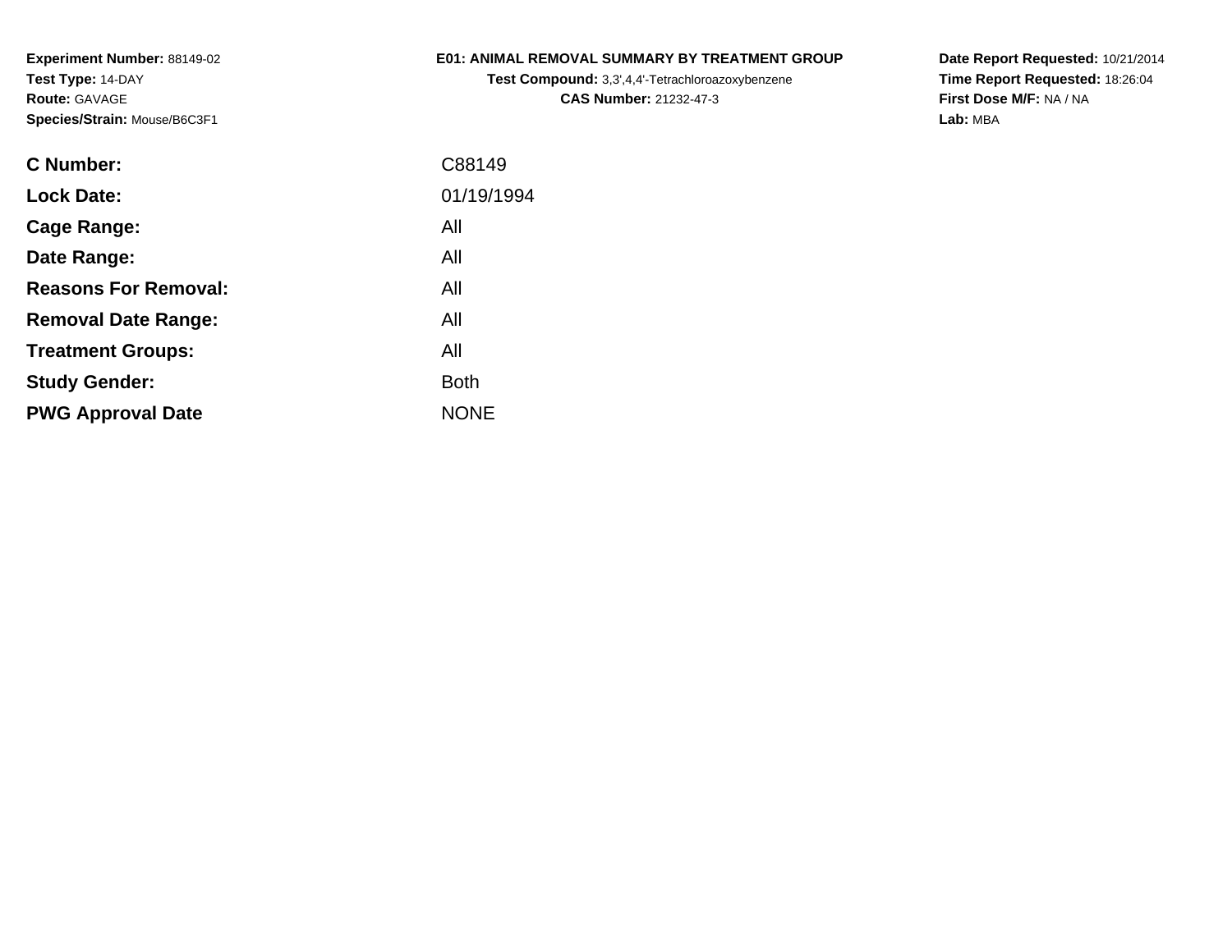**Experiment Number:** 88149-02
**Test Type:** 14-DAY
**Route:** GAVAGE
**Species/Strain:** Mouse/B6C3F1

**E01: ANIMAL REMOVAL SUMMARY BY TREATMENT GROUP**
**Test Compound:** 3,3',4,4'-Tetrachloroazoxybenzene
**CAS Number:** 21232-47-3

**Date Report Requested:** 10/21/2014
**Time Report Requested:** 18:26:04
**First Dose M/F:** NA / NA
**Lab:** MBA

| | |
|---|---|
| **C Number:** | C88149 |
| **Lock Date:** | 01/19/1994 |
| **Cage Range:** | All |
| **Date Range:** | All |
| **Reasons For Removal:** | All |
| **Removal Date Range:** | All |
| **Treatment Groups:** | All |
| **Study Gender:** | Both |
| **PWG Approval Date** | NONE |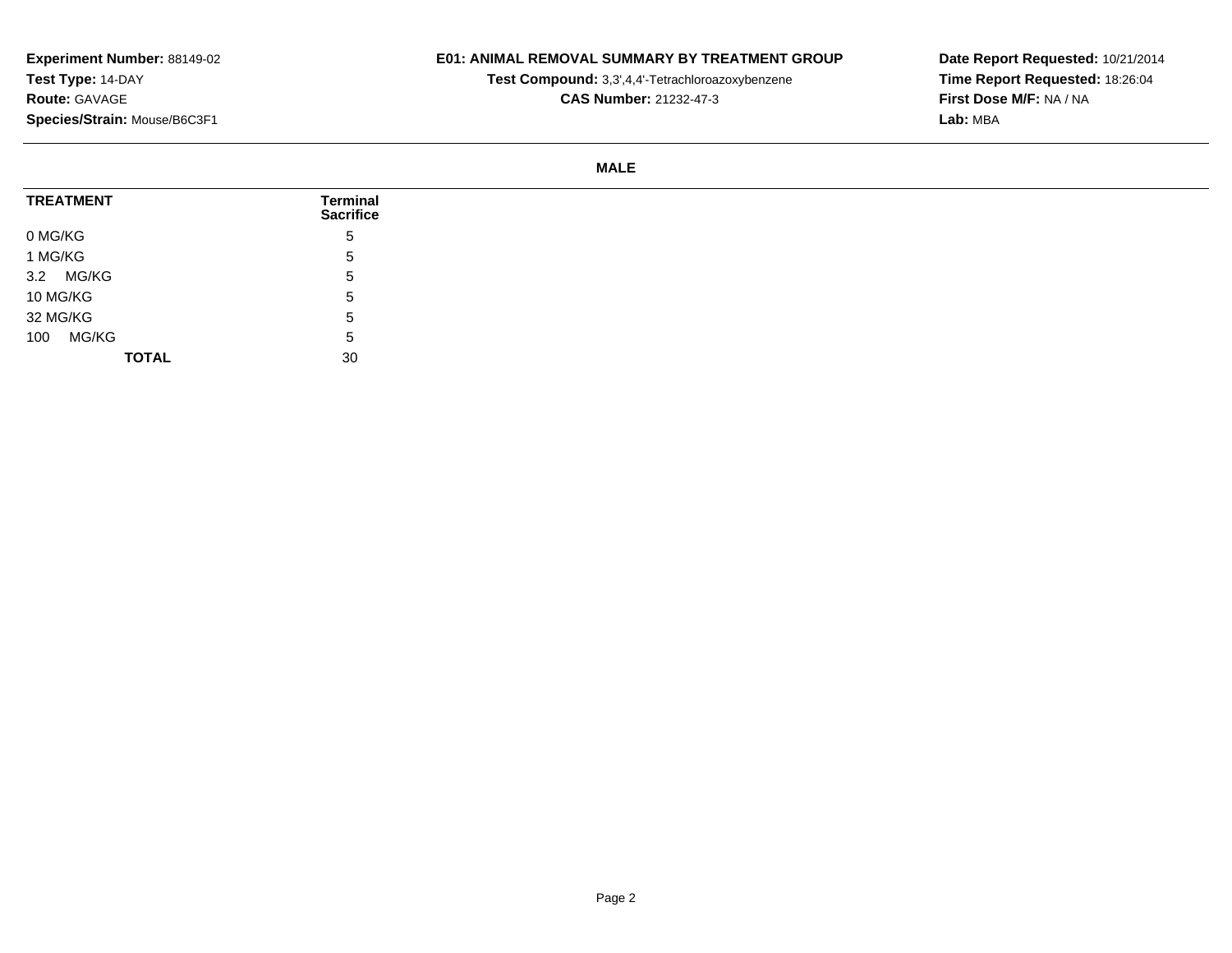**Experiment Number:** 88149-02
**Test Type:** 14-DAY
**Route:** GAVAGE
**Species/Strain:** Mouse/B6C3F1

**E01: ANIMAL REMOVAL SUMMARY BY TREATMENT GROUP**
**Test Compound:** 3,3',4,4'-Tetrachloroazoxybenzene
**CAS Number:** 21232-47-3

**Date Report Requested:** 10/21/2014
**Time Report Requested:** 18:26:04
**First Dose M/F:** NA / NA
**Lab:** MBA

**MALE**

| TREATMENT | Terminal Sacrifice |
|---|---|
| 0 MG/KG | 5 |
| 1 MG/KG | 5 |
| 3.2 MG/KG | 5 |
| 10 MG/KG | 5 |
| 32 MG/KG | 5 |
| 100 MG/KG | 5 |
| **TOTAL** | 30 |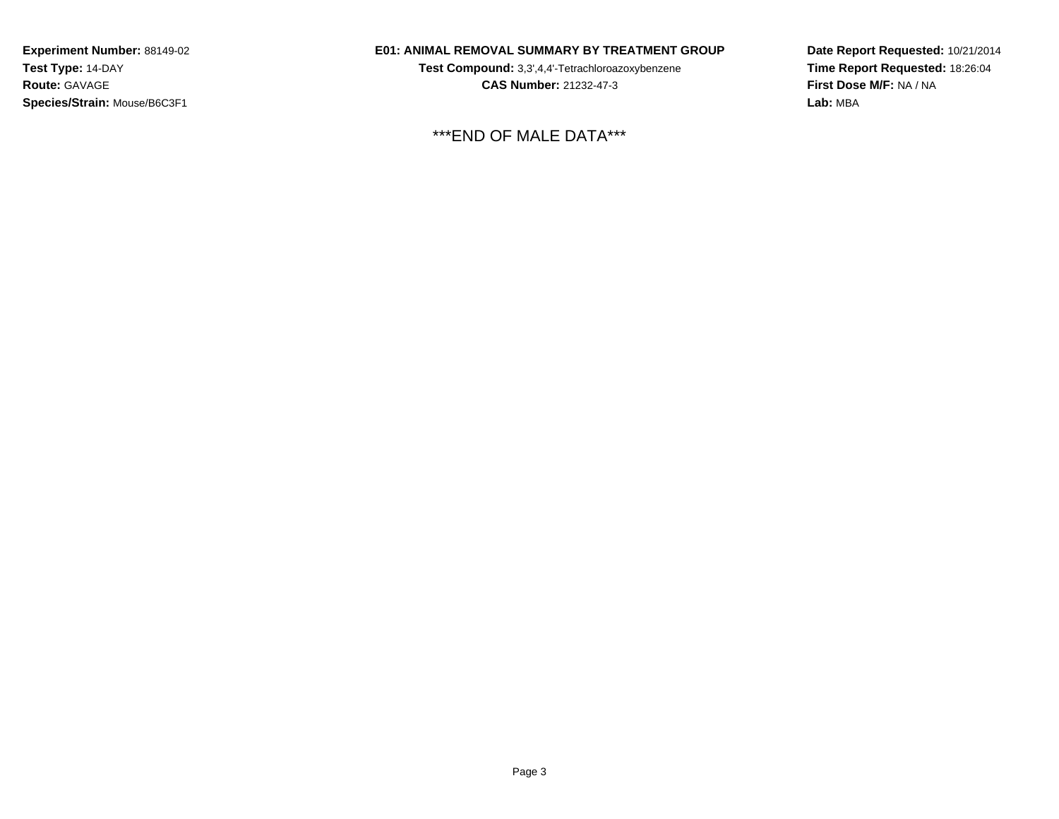**Experiment Number:** 88149-02
**Test Type:** 14-DAY
**Route:** GAVAGE
**Species/Strain:** Mouse/B6C3F1

**E01: ANIMAL REMOVAL SUMMARY BY TREATMENT GROUP**
**Test Compound:** 3,3',4,4'-Tetrachloroazoxybenzene
**CAS Number:** 21232-47-3

**Date Report Requested:** 10/21/2014
**Time Report Requested:** 18:26:04
**First Dose M/F:** NA / NA
**Lab:** MBA

\*\*\*END OF MALE DATA\*\*\*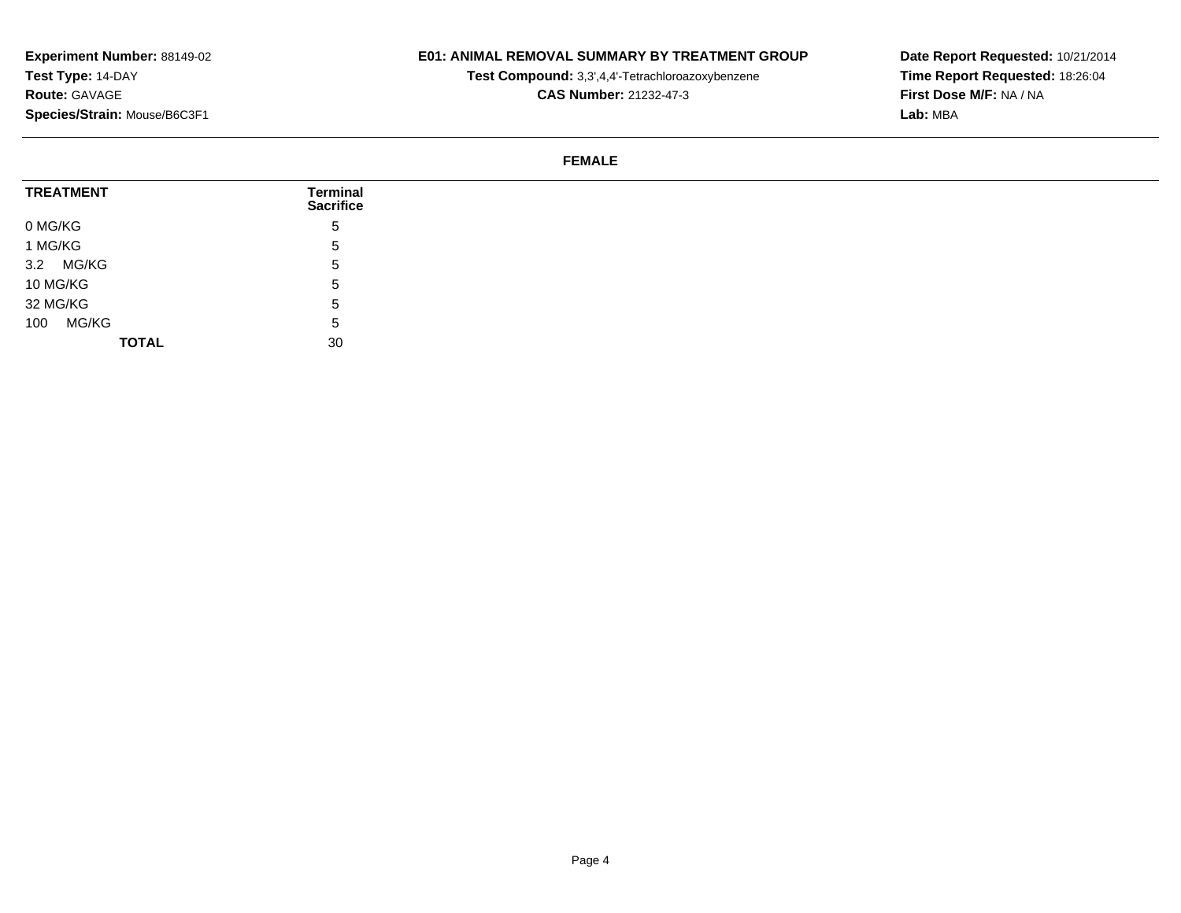**Experiment Number:** 88149-02
**Test Type:** 14-DAY
**Route:** GAVAGE
**Species/Strain:** Mouse/B6C3F1

**E01: ANIMAL REMOVAL SUMMARY BY TREATMENT GROUP**
**Test Compound:** 3,3',4,4'-Tetrachloroazoxybenzene
**CAS Number:** 21232-47-3

**Date Report Requested:** 10/21/2014
**Time Report Requested:** 18:26:04
**First Dose M/F:** NA / NA
**Lab:** MBA

**FEMALE**

| TREATMENT | Terminal Sacrifice |
|---|---|
| 0 MG/KG | 5 |
| 1 MG/KG | 5 |
| 3.2 MG/KG | 5 |
| 10 MG/KG | 5 |
| 32 MG/KG | 5 |
| 100 MG/KG | 5 |
| **TOTAL** | 30 |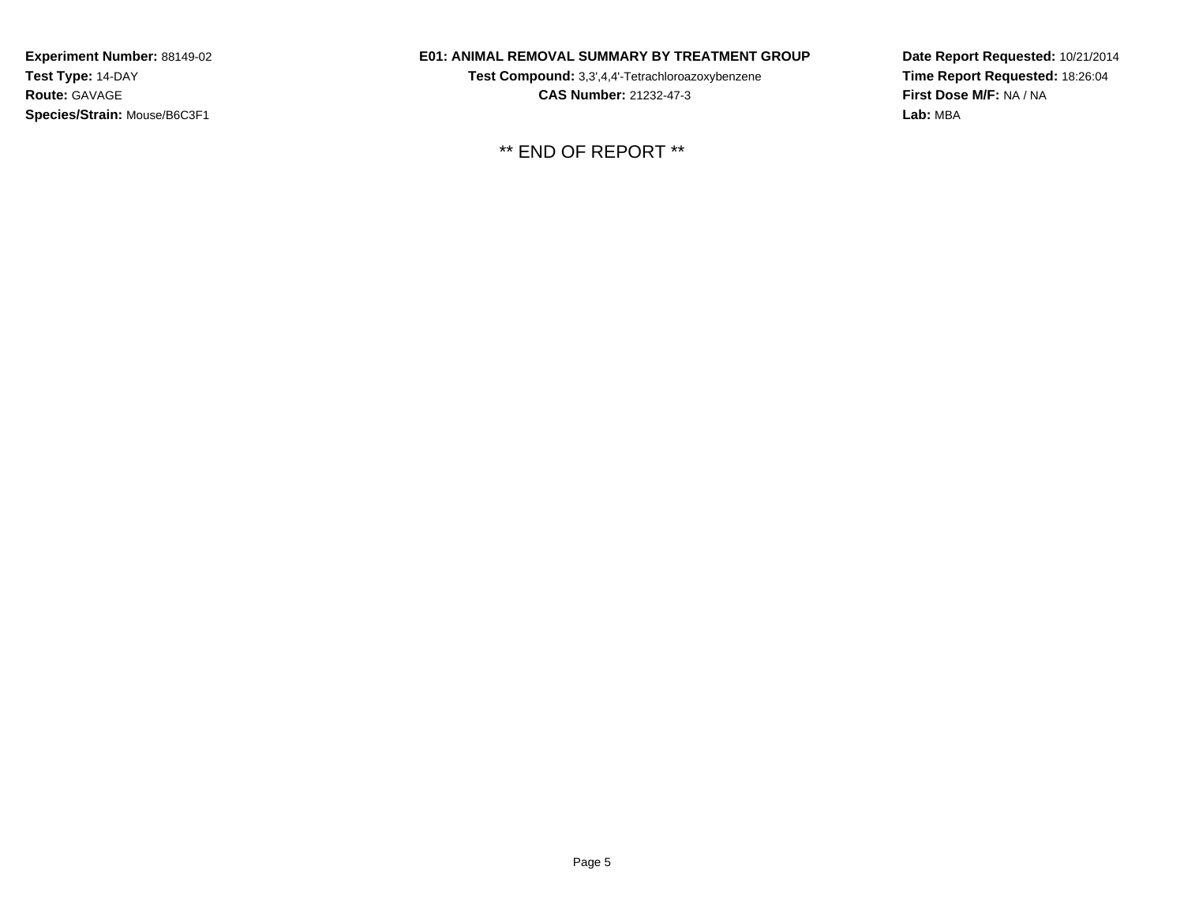**Experiment Number:** 88149-02
**Test Type:** 14-DAY
**Route:** GAVAGE
**Species/Strain:** Mouse/B6C3F1

**E01: ANIMAL REMOVAL SUMMARY BY TREATMENT GROUP**
**Test Compound:** 3,3',4,4'-Tetrachloroazoxybenzene
**CAS Number:** 21232-47-3

**Date Report Requested:** 10/21/2014
**Time Report Requested:** 18:26:04
**First Dose M/F:** NA / NA
**Lab:** MBA

** END OF REPORT **